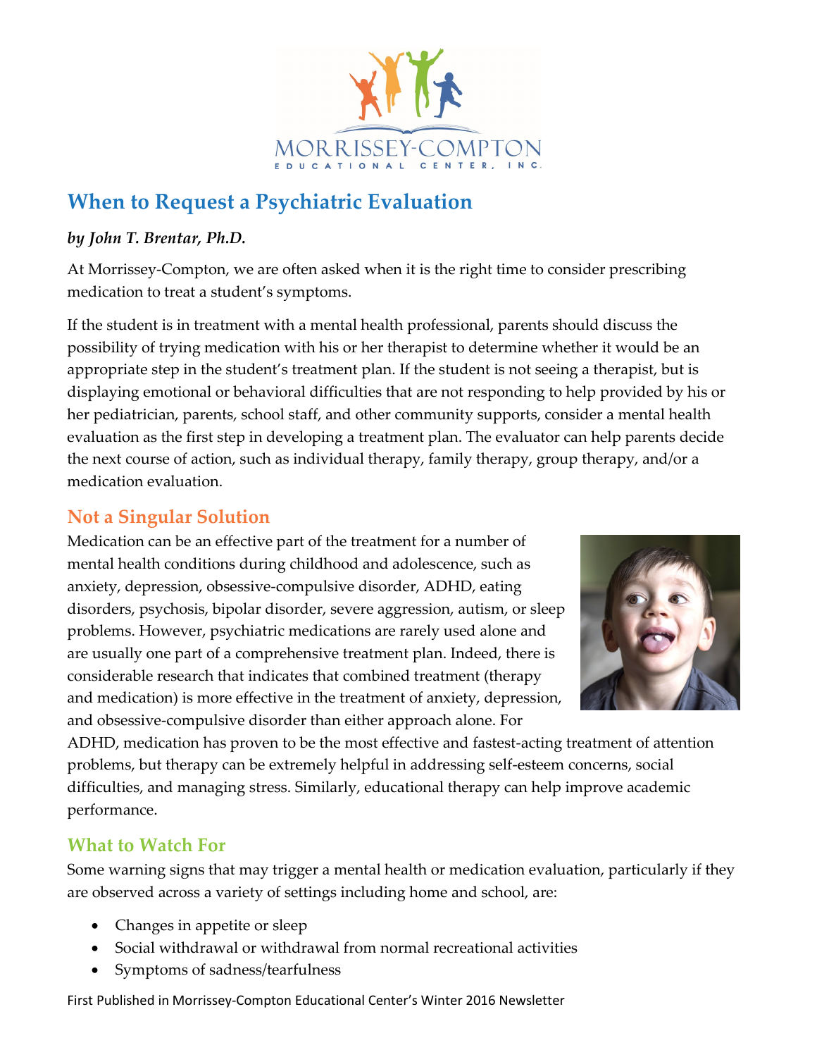MORRISSEY-COMPTON
EDUCATIONAL CENTER, INC.

# When to Request a Psychiatric Evaluation

***by John T. Brentar, Ph.D.***

At Morrissey-Compton, we are often asked when it is the right time to consider prescribing medication to treat a student's symptoms.

If the student is in treatment with a mental health professional, parents should discuss the possibility of trying medication with his or her therapist to determine whether it would be an appropriate step in the student's treatment plan. If the student is not seeing a therapist, but is displaying emotional or behavioral difficulties that are not responding to help provided by his or her pediatrician, parents, school staff, and other community supports, consider a mental health evaluation as the first step in developing a treatment plan. The evaluator can help parents decide the next course of action, such as individual therapy, family therapy, group therapy, and/or a medication evaluation.

## Not a Singular Solution

Medication can be an effective part of the treatment for a number of mental health conditions during childhood and adolescence, such as anxiety, depression, obsessive-compulsive disorder, ADHD, eating disorders, psychosis, bipolar disorder, severe aggression, autism, or sleep problems. However, psychiatric medications are rarely used alone and are usually one part of a comprehensive treatment plan. Indeed, there is considerable research that indicates that combined treatment (therapy and medication) is more effective in the treatment of anxiety, depression, and obsessive-compulsive disorder than either approach alone. For ADHD, medication has proven to be the most effective and fastest-acting treatment of attention problems, but therapy can be extremely helpful in addressing self-esteem concerns, social difficulties, and managing stress. Similarly, educational therapy can help improve academic performance.

## What to Watch For

Some warning signs that may trigger a mental health or medication evaluation, particularly if they are observed across a variety of settings including home and school, are:

- Changes in appetite or sleep
- Social withdrawal or withdrawal from normal recreational activities
- Symptoms of sadness/tearfulness

First Published in Morrissey-Compton Educational Center's Winter 2016 Newsletter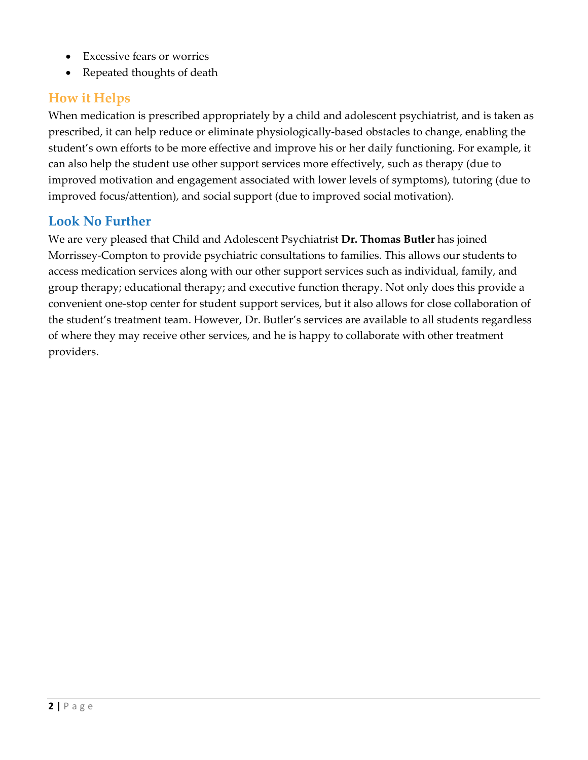- Excessive fears or worries
- Repeated thoughts of death

## How it Helps

When medication is prescribed appropriately by a child and adolescent psychiatrist, and is taken as prescribed, it can help reduce or eliminate physiologically-based obstacles to change, enabling the student's own efforts to be more effective and improve his or her daily functioning. For example, it can also help the student use other support services more effectively, such as therapy (due to improved motivation and engagement associated with lower levels of symptoms), tutoring (due to improved focus/attention), and social support (due to improved social motivation).

## Look No Further

We are very pleased that Child and Adolescent Psychiatrist **Dr. Thomas Butler** has joined Morrissey-Compton to provide psychiatric consultations to families. This allows our students to access medication services along with our other support services such as individual, family, and group therapy; educational therapy; and executive function therapy. Not only does this provide a convenient one-stop center for student support services, but it also allows for close collaboration of the student's treatment team. However, Dr. Butler's services are available to all students regardless of where they may receive other services, and he is happy to collaborate with other treatment providers.